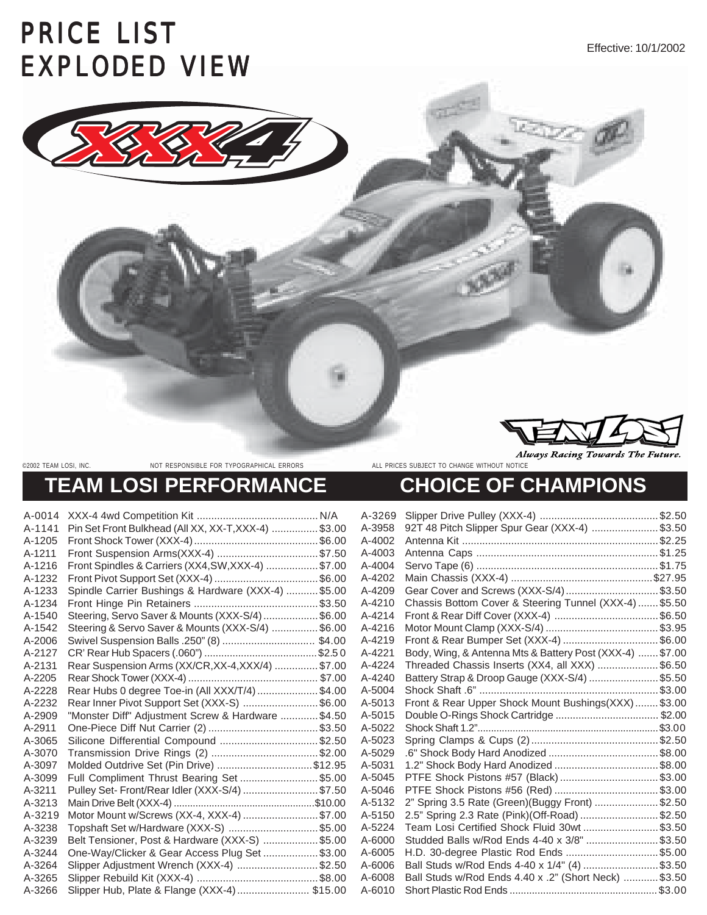# PRICE LIST
# EXPLODED VIEW

Effective: 10/1/2002

*Always Racing Towards The Future.*

©2002 TEAM LOSI, INC. NOT RESPONSIBLE FOR TYPOGRAPHICAL ERRORS ALL PRICES SUBJECT TO CHANGE WITHOUT NOTICE

## TEAM LOSI PERFORMANCE CHOICE OF CHAMPIONS

| Part # | Description | Price |
|---|---|---|
| A-0014 | XXX-4 4wd Competition Kit | N/A |
| A-1141 | Pin Set Front Bulkhead (All XX, XX-T,XXX-4) | $3.00 |
| A-1205 | Front Shock Tower (XXX-4) | $6.00 |
| A-1211 | Front Suspension Arms(XXX-4) | $7.50 |
| A-1216 | Front Spindles & Carriers (XX4,SW,XXX-4) | $7.00 |
| A-1232 | Front Pivot Support Set (XXX-4) | $6.00 |
| A-1233 | Spindle Carrier Bushings & Hardware (XXX-4) | $5.00 |
| A-1234 | Front Hinge Pin Retainers | $3.50 |
| A-1540 | Steering, Servo Saver & Mounts (XXX-S/4) | $6.00 |
| A-1542 | Steering & Servo Saver & Mounts (XXX-S/4) | $6.00 |
| A-2006 | Swivel Suspension Balls .250" (8) | $4.00 |
| A-2127 | CR' Rear Hub Spacers (.060") | $2.50 |
| A-2131 | Rear Suspension Arms (XX/CR,XX-4,XXX/4) | $7.00 |
| A-2205 | Rear Shock Tower (XXX-4) | $7.00 |
| A-2228 | Rear Hubs 0 degree Toe-in (All XXX/T/4) | $4.00 |
| A-2232 | Rear Inner Pivot Support Set (XXX-S) | $6.00 |
| A-2909 | "Monster Diff" Adjustment Screw & Hardware | $4.50 |
| A-2911 | One-Piece Diff Nut Carrier (2) | $3.50 |
| A-3065 | Silicone Differential Compound | $2.50 |
| A-3070 | Transmission Drive Rings (2) | $2.00 |
| A-3097 | Molded Outdrive Set (Pin Drive) | $12.95 |
| A-3099 | Full Compliment Thrust Bearing Set | $5.00 |
| A-3211 | Pulley Set- Front/Rear Idler (XXX-S/4) | $7.50 |
| A-3213 | Main Drive Belt (XXX-4) | $10.00 |
| A-3219 | Motor Mount w/Screws (XX-4, XXX-4) | $7.00 |
| A-3238 | Topshaft Set w/Hardware (XXX-S) | $5.00 |
| A-3239 | Belt Tensioner, Post & Hardware (XXX-S) | $5.00 |
| A-3244 | One-Way/Clicker & Gear Access Plug Set | $3.00 |
| A-3264 | Slipper Adjustment Wrench (XXX-4) | $2.50 |
| A-3265 | Slipper Rebuild Kit (XXX-4) | $8.00 |
| A-3266 | Slipper Hub, Plate & Flange (XXX-4) | $15.00 |
| A-3269 | Slipper Drive Pulley (XXX-4) | $2.50 |
| A-3958 | 92T 48 Pitch Slipper Spur Gear (XXX-4) | $3.50 |
| A-4002 | Antenna Kit | $2.25 |
| A-4003 | Antenna Caps | $1.25 |
| A-4004 | Servo Tape (6) | $1.75 |
| A-4202 | Main Chassis (XXX-4) | $27.95 |
| A-4209 | Gear Cover and Screws (XXX-S/4) | $3.50 |
| A-4210 | Chassis Bottom Cover & Steering Tunnel (XXX-4) | $5.50 |
| A-4214 | Front & Rear Diff Cover (XXX-4) | $6.50 |
| A-4216 | Motor Mount Clamp (XXX-S/4) | $3.95 |
| A-4219 | Front & Rear Bumper Set (XXX-4) | $6.00 |
| A-4221 | Body, Wing, & Antenna Mts & Battery Post (XXX-4) | $7.00 |
| A-4224 | Threaded Chassis Inserts (XX4, all XXX) | $6.50 |
| A-4240 | Battery Strap & Droop Gauge (XXX-S/4) | $5.50 |
| A-5004 | Shock Shaft .6" | $3.00 |
| A-5013 | Front & Rear Upper Shock Mount Bushings(XXX) | $3.00 |
| A-5015 | Double O-Rings Shock Cartridge | $2.00 |
| A-5022 | Shock Shaft 1.2" | $3.00 |
| A-5023 | Spring Clamps & Cups (2) | $2.50 |
| A-5029 | .6" Shock Body Hard Anodized | $8.00 |
| A-5031 | 1.2" Shock Body Hard Anodized | $8.00 |
| A-5045 | PTFE Shock Pistons #57 (Black) | $3.00 |
| A-5046 | PTFE Shock Pistons #56 (Red) | $3.00 |
| A-5132 | 2" Spring 3.5 Rate (Green)(Buggy Front) | $2.50 |
| A-5150 | 2.5" Spring 2.3 Rate (Pink)(Off-Road) | $2.50 |
| A-5224 | Team Losi Certified Shock Fluid 30wt | $3.50 |
| A-6000 | Studded Balls w/Rod Ends 4-40 x 3/8" | $3.50 |
| A-6005 | H.D. 30-degree Plastic Rod Ends | $5.00 |
| A-6006 | Ball Studs w/Rod Ends 4-40 x 1/4" (4) | $3.50 |
| A-6008 | Ball Studs w/Rod Ends 4.40 x .2" (Short Neck) | $3.50 |
| A-6010 | Short Plastic Rod Ends | $3.00 |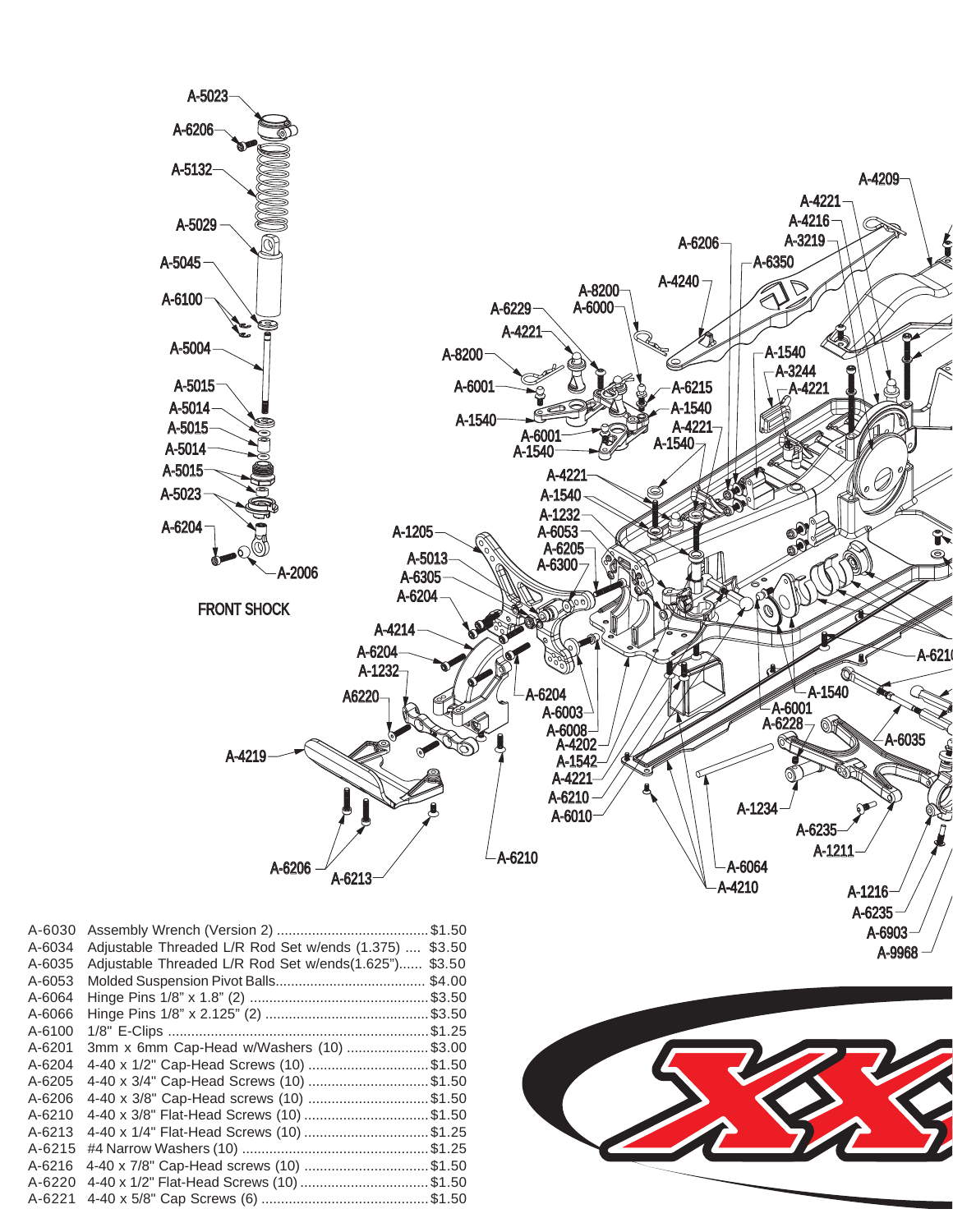FRONT SHOCK

| Part | Description | Price |
|---|---|---|
| A-6030 | Assembly Wrench (Version 2) | $1.50 |
| A-6034 | Adjustable Threaded L/R Rod Set w/ends (1.375) | $3.50 |
| A-6035 | Adjustable Threaded L/R Rod Set w/ends(1.625") | $3.50 |
| A-6053 | Molded Suspension Pivot Balls | $4.00 |
| A-6064 | Hinge Pins 1/8" x 1.8" (2) | $3.50 |
| A-6066 | Hinge Pins 1/8" x 2.125" (2) | $3.50 |
| A-6100 | 1/8" E-Clips | $1.25 |
| A-6201 | 3mm x 6mm Cap-Head w/Washers (10) | $3.00 |
| A-6204 | 4-40 x 1/2" Cap-Head Screws (10) | $1.50 |
| A-6205 | 4-40 x 3/4" Cap-Head Screws (10) | $1.50 |
| A-6206 | 4-40 x 3/8" Cap-Head screws (10) | $1.50 |
| A-6210 | 4-40 x 3/8" Flat-Head Screws (10) | $1.50 |
| A-6213 | 4-40 x 1/4" Flat-Head Screws (10) | $1.25 |
| A-6215 | #4 Narrow Washers (10) | $1.25 |
| A-6216 | 4-40 x 7/8" Cap-Head screws (10) | $1.50 |
| A-6220 | 4-40 x 1/2" Flat-Head Screws (10) | $1.50 |
| A-6221 | 4-40 x 5/8" Cap Screws (6) | $1.50 |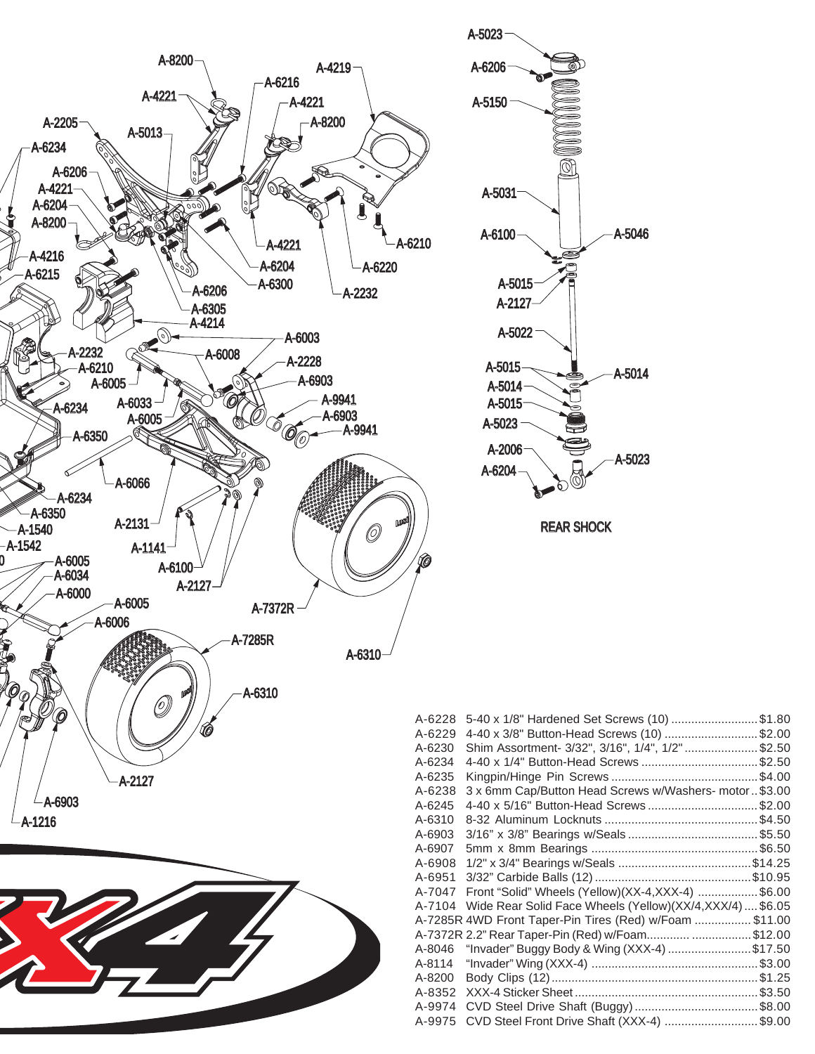REAR SHOCK

| Part No. | Description | Price |
|---|---|---|
| A-6228 | 5-40 x 1/8" Hardened Set Screws (10) | $1.80 |
| A-6229 | 4-40 x 3/8" Button-Head Screws (10) | $2.00 |
| A-6230 | Shim Assortment- 3/32", 3/16", 1/4", 1/2" | $2.50 |
| A-6234 | 4-40 x 1/4" Button-Head Screws | $2.50 |
| A-6235 | Kingpin/Hinge Pin Screws | $4.00 |
| A-6238 | 3 x 6mm Cap/Button Head Screws w/Washers- motor | $3.00 |
| A-6245 | 4-40 x 5/16" Button-Head Screws | $2.00 |
| A-6310 | 8-32 Aluminum Locknuts | $4.50 |
| A-6903 | 3/16" x 3/8" Bearings w/Seals | $5.50 |
| A-6907 | 5mm x 8mm Bearings | $6.50 |
| A-6908 | 1/2" x 3/4" Bearings w/Seals | $14.25 |
| A-6951 | 3/32" Carbide Balls (12) | $10.95 |
| A-7047 | Front "Solid" Wheels (Yellow)(XX-4,XXX-4) | $6.00 |
| A-7104 | Wide Rear Solid Face Wheels (Yellow)(XX/4,XXX/4) | $6.05 |
| A-7285R | 4WD Front Taper-Pin Tires (Red) w/Foam | $11.00 |
| A-7372R | 2.2" Rear Taper-Pin (Red) w/Foam | $12.00 |
| A-8046 | "Invader" Buggy Body & Wing (XXX-4) | $17.50 |
| A-8114 | "Invader" Wing (XXX-4) | $3.00 |
| A-8200 | Body Clips (12) | $1.25 |
| A-8352 | XXX-4 Sticker Sheet | $3.50 |
| A-9974 | CVD Steel Drive Shaft (Buggy) | $8.00 |
| A-9975 | CVD Steel Front Drive Shaft (XXX-4) | $9.00 |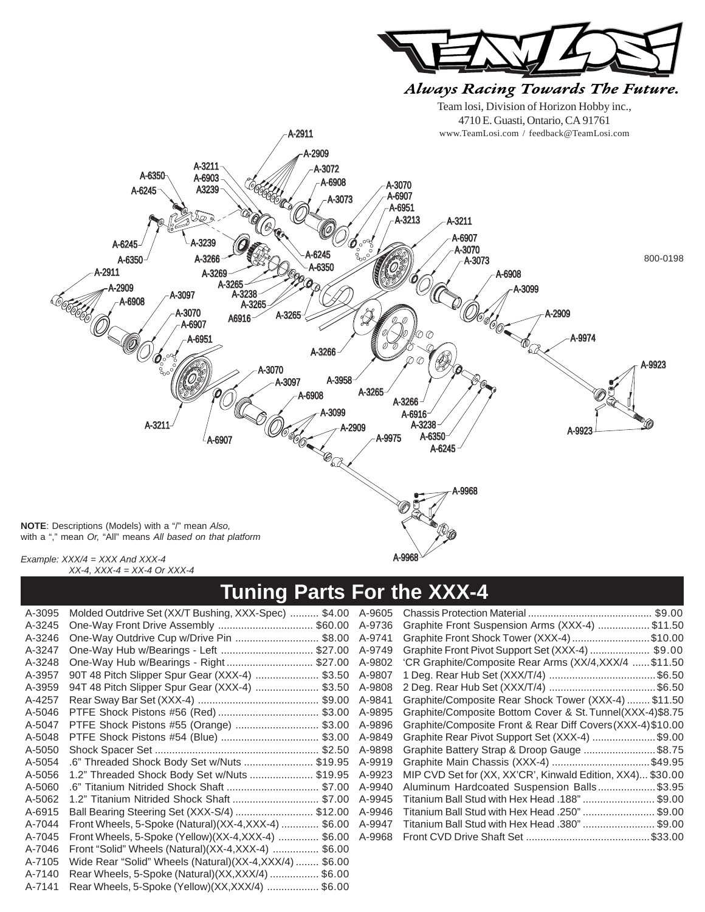Always Racing Towards The Future.

Team losi, Division of Horizon Hobby inc.,
4710 E. Guasti, Ontario, CA 91761
www.TeamLosi.com / feedback@TeamLosi.com

A-2911
A-2909
A-3211
A-3072
A-6350
A-6903
A-6908
A-3070
A-6245
A3239
A-3073
A-6907
A-6951
A-3213
A-3211
A-6907
A-6245
A-3239
A-3070
A-6350
A-3266
A-6245
A-3073
800-0198
A-2911
A-6350
A-3269
A-6908
A-3265
A-3099
A-2909
A-3097
A-3238
A-6908
A-3265
A-2909
A-3070
A6916
A-3265
A-6907
A-9974
A-6951
A-3266
A-9923
A-3070
A-3958
A-3097
A-3265
A-6908
A-3266
A-3099
A-6916
A-3211
A-2909
A-3238
A-9975
A-6350
A-9923
A-6907
A-6245
A-9968
A-9968

**NOTE**: Descriptions (Models) with a "/" mean *Also,* with a "," mean *Or,* "All" means *All based on that platform*

*Example: XXX/4 = XXX And XXX-4*
*XX-4, XXX-4 = XX-4 Or XXX-4*

# Tuning Parts For the XXX-4

| | | |
|---|---|---|
| A-3095 | Molded Outdrive Set (XX/T Bushing, XXX-Spec) | $4.00 |
| A-3245 | One-Way Front Drive Assembly | $60.00 |
| A-3246 | One-Way Outdrive Cup w/Drive Pin | $8.00 |
| A-3247 | One-Way Hub w/Bearings - Left | $27.00 |
| A-3248 | One-Way Hub w/Bearings - Right | $27.00 |
| A-3957 | 90T 48 Pitch Slipper Spur Gear (XXX-4) | $3.50 |
| A-3959 | 94T 48 Pitch Slipper Spur Gear (XXX-4) | $3.50 |
| A-4257 | Rear Sway Bar Set (XXX-4) | $9.00 |
| A-5046 | PTFE Shock Pistons #56 (Red) | $3.00 |
| A-5047 | PTFE Shock Pistons #55 (Orange) | $3.00 |
| A-5048 | PTFE Shock Pistons #54 (Blue) | $3.00 |
| A-5050 | Shock Spacer Set | $2.50 |
| A-5054 | .6" Threaded Shock Body Set w/Nuts | $19.95 |
| A-5056 | 1.2" Threaded Shock Body Set w/Nuts | $19.95 |
| A-5060 | .6" Titanium Nitrided Shock Shaft | $7.00 |
| A-5062 | 1.2" Titanium Nitrided Shock Shaft | $7.00 |
| A-6915 | Ball Bearing Steering Set (XXX-S/4) | $12.00 |
| A-7044 | Front Wheels, 5-Spoke (Natural)(XX-4,XXX-4) | $6.00 |
| A-7045 | Front Wheels, 5-Spoke (Yellow)(XX-4,XXX-4) | $6.00 |
| A-7046 | Front "Solid" Wheels (Natural)(XX-4,XXX-4) | $6.00 |
| A-7105 | Wide Rear "Solid" Wheels (Natural)(XX-4,XXX/4) | $6.00 |
| A-7140 | Rear Wheels, 5-Spoke (Natural)(XX,XXX/4) | $6.00 |
| A-7141 | Rear Wheels, 5-Spoke (Yellow)(XX,XXX/4) | $6.00 |
| A-9605 | Chassis Protection Material | $9.00 |
| A-9736 | Graphite Front Suspension Arms (XXX-4) | $11.50 |
| A-9741 | Graphite Front Shock Tower (XXX-4) | $10.00 |
| A-9749 | Graphite Front Pivot Support Set (XXX-4) | $9.00 |
| A-9802 | 'CR Graphite/Composite Rear Arms (XX/4,XXX/4 | $11.50 |
| A-9807 | 1 Deg. Rear Hub Set (XXX/T/4) | $6.50 |
| A-9808 | 2 Deg. Rear Hub Set (XXX/T/4) | $6.50 |
| A-9841 | Graphite/Composite Rear Shock Tower (XXX-4) | $11.50 |
| A-9895 | Graphite/Composite Bottom Cover & St. Tunnel(XXX-4) | $8.75 |
| A-9896 | Graphite/Composite Front & Rear Diff Covers(XXX-4) | $10.00 |
| A-9849 | Graphite Rear Pivot Support Set (XXX-4) | $9.00 |
| A-9898 | Graphite Battery Strap & Droop Gauge | $8.75 |
| A-9919 | Graphite Main Chassis (XXX-4) | $49.95 |
| A-9923 | MIP CVD Set for (XX, XX'CR', Kinwald Edition, XX4) | $30.00 |
| A-9940 | Aluminum Hardcoated Suspension Balls | $3.95 |
| A-9945 | Titanium Ball Stud with Hex Head .188" | $9.00 |
| A-9946 | Titanium Ball Stud with Hex Head .250" | $9.00 |
| A-9947 | Titanium Ball Stud with Hex Head .380" | $9.00 |
| A-9968 | Front CVD Drive Shaft Set | $33.00 |